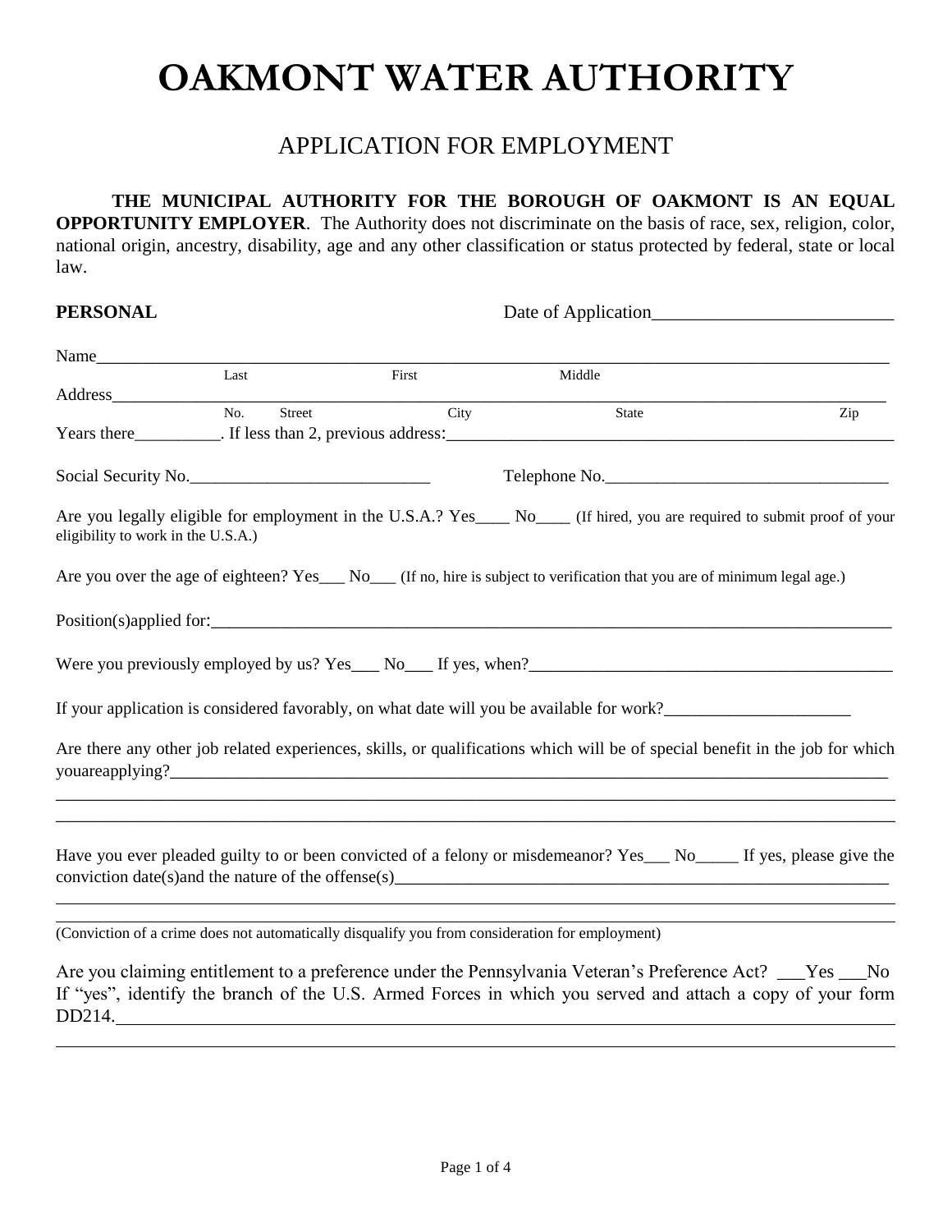# OAKMONT WATER AUTHORITY

## APPLICATION FOR EMPLOYMENT

**THE MUNICIPAL AUTHORITY FOR THE BOROUGH OF OAKMONT IS AN EQUAL OPPORTUNITY EMPLOYER**. The Authority does not discriminate on the basis of race, sex, religion, color, national origin, ancestry, disability, age and any other classification or status protected by federal, state or local law.

**PERSONAL** Date of Application__________________________

Name_________________________________________________________________________________
Last First Middle

Address_______________________________________________________________________________
No. Street City State Zip

Years there__________. If less than 2, previous address:_____________________________________________________

Social Security No.____________________________ Telephone No.________________________________

Are you legally eligible for employment in the U.S.A.? Yes____ No____ (If hired, you are required to submit proof of your eligibility to work in the U.S.A.)

Are you over the age of eighteen? Yes___ No___ (If no, hire is subject to verification that you are of minimum legal age.)

Position(s)applied for:_______________________________________________________________________________

Were you previously employed by us? Yes___ No___ If yes, when?___________________________________________

If your application is considered favorably, on what date will you be available for work?______________________

Are there any other job related experiences, skills, or qualifications which will be of special benefit in the job for which youareapplying?__________________________________________________________________________________

______________________________________________________________________________________________

______________________________________________________________________________________________

Have you ever pleaded guilty to or been convicted of a felony or misdemeanor? Yes___ No_____ If yes, please give the conviction date(s)and the nature of the offense(s)__________________________________________________________

______________________________________________________________________________________________

______________________________________________________________________________________________

(Conviction of a crime does not automatically disqualify you from consideration for employment)

Are you claiming entitlement to a preference under the Pennsylvania Veteran's Preference Act? ___Yes ___No
If "yes", identify the branch of the U.S. Armed Forces in which you served and attach a copy of your form DD214.__________________________________________________________________________________

______________________________________________________________________________________________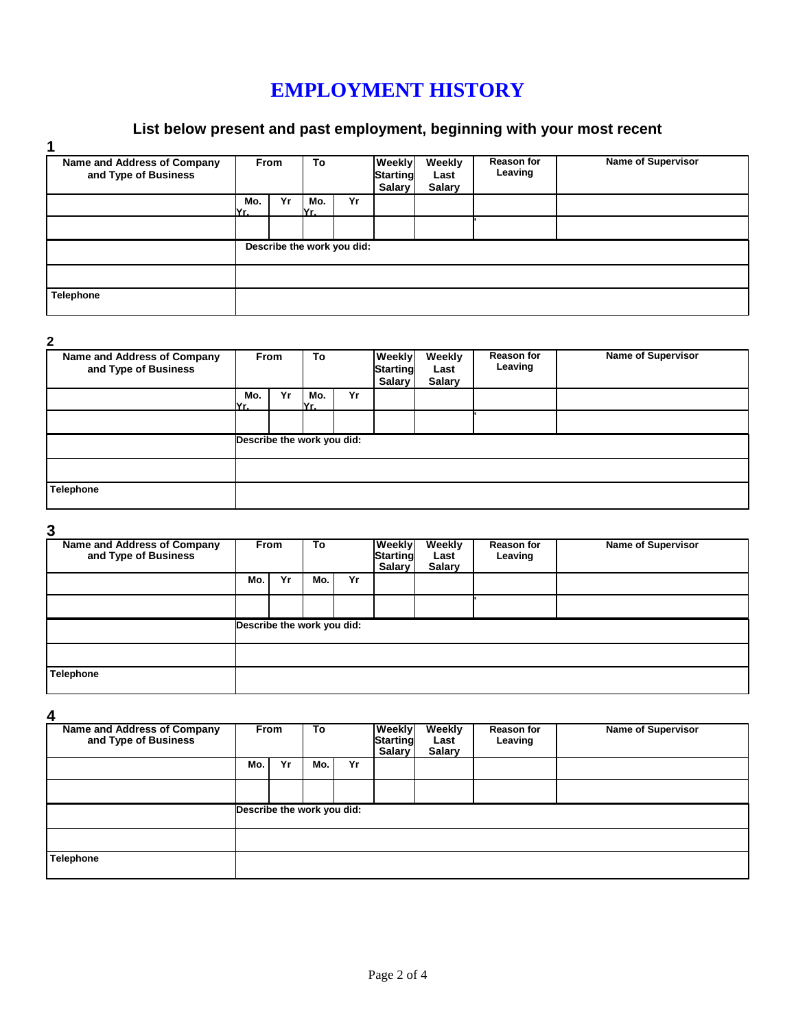# EMPLOYMENT HISTORY

## List below present and past employment, beginning with your most recent

**1**

| Name and Address of Company and Type of Business | From | | To | | Weekly Starting Salary | Weekly Last Salary | Reason for Leaving | Name of Supervisor |
|---|---|---|---|---|---|---|---|---|
| | Mo. Yr. | Yr | Mo. Yr. | Yr | | | | |
| | | | | | | | | |
| | Describe the work you did: | | | | | | | |
| | | | | | | | | |
| Telephone | | | | | | | | |

**2**

| Name and Address of Company and Type of Business | From | | To | | Weekly Starting Salary | Weekly Last Salary | Reason for Leaving | Name of Supervisor |
|---|---|---|---|---|---|---|---|---|
| | Mo. Yr. | Yr | Mo. Yr. | Yr | | | | |
| | | | | | | | | |
| | Describe the work you did: | | | | | | | |
| | | | | | | | | |
| Telephone | | | | | | | | |

**3**

| Name and Address of Company and Type of Business | From | | To | | Weekly Starting Salary | Weekly Last Salary | Reason for Leaving | Name of Supervisor |
|---|---|---|---|---|---|---|---|---|
| | Mo. | Yr | Mo. | Yr | | | | |
| | | | | | | | | |
| | Describe the work you did: | | | | | | | |
| | | | | | | | | |
| Telephone | | | | | | | | |

**4**

| Name and Address of Company and Type of Business | From | | To | | Weekly Starting Salary | Weekly Last Salary | Reason for Leaving | Name of Supervisor |
|---|---|---|---|---|---|---|---|---|
| | Mo. | Yr | Mo. | Yr | | | | |
| | | | | | | | | |
| | Describe the work you did: | | | | | | | |
| | | | | | | | | |
| Telephone | | | | | | | | |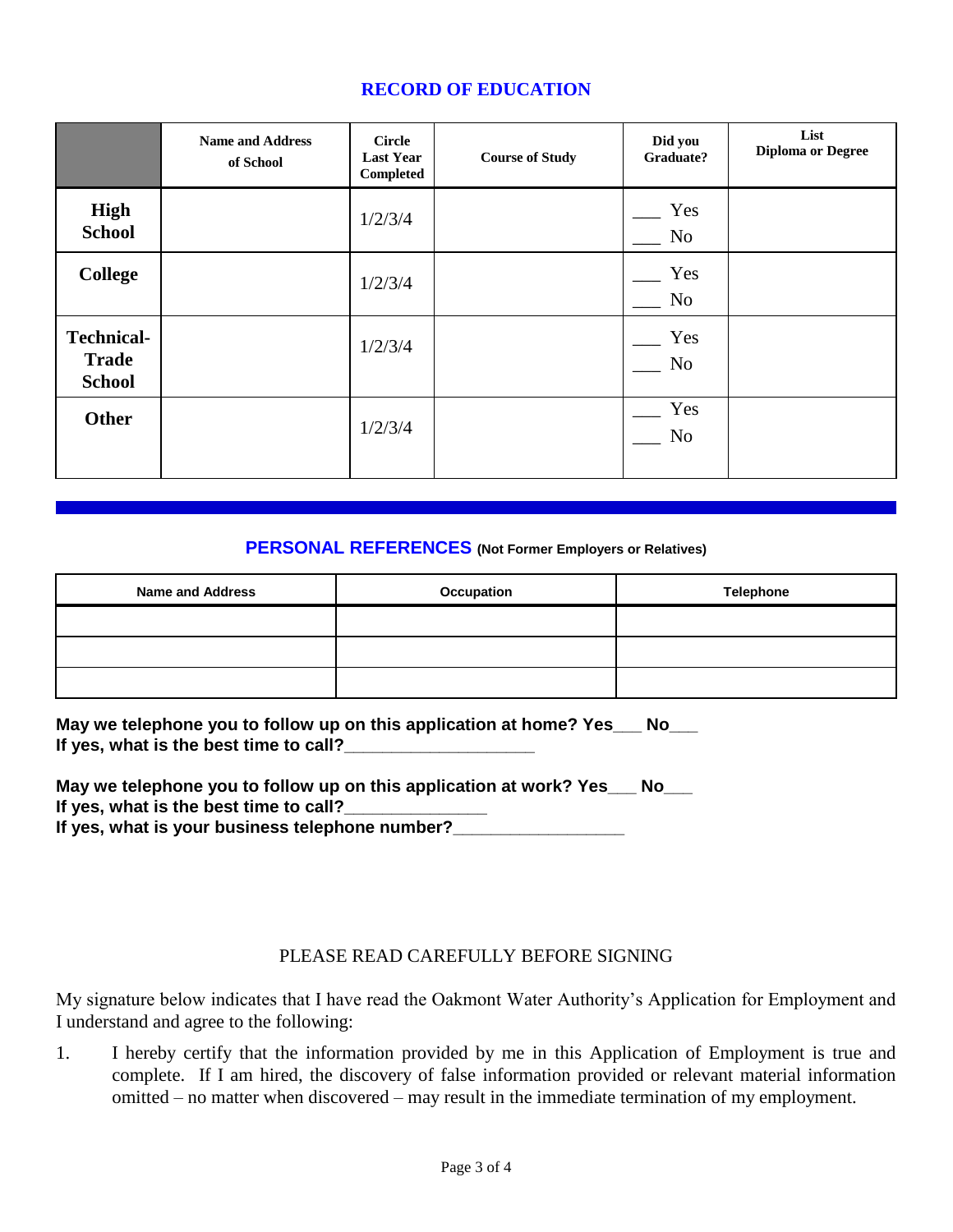## RECORD OF EDUCATION

| | Name and Address of School | Circle Last Year Completed | Course of Study | Did you Graduate? | List Diploma or Degree |
|---|---|---|---|---|---|
| **High School** | | 1/2/3/4 | | ___ Yes<br>___ No | |
| **College** | | 1/2/3/4 | | ___ Yes<br>___ No | |
| **Technical-Trade School** | | 1/2/3/4 | | ___ Yes<br>___ No | |
| **Other** | | 1/2/3/4 | | ___ Yes<br>___ No | |

## PERSONAL REFERENCES (Not Former Employers or Relatives)

| Name and Address | Occupation | Telephone |
|---|---|---|
| | | |
| | | |
| | | |

**May we telephone you to follow up on this application at home? Yes___ No___**
**If yes, what is the best time to call?____________________**

**May we telephone you to follow up on this application at work? Yes___ No___**
**If yes, what is the best time to call?_______________**
**If yes, what is your business telephone number?__________________**

PLEASE READ CAREFULLY BEFORE SIGNING

My signature below indicates that I have read the Oakmont Water Authority's Application for Employment and I understand and agree to the following:

1. I hereby certify that the information provided by me in this Application of Employment is true and complete. If I am hired, the discovery of false information provided or relevant material information omitted – no matter when discovered – may result in the immediate termination of my employment.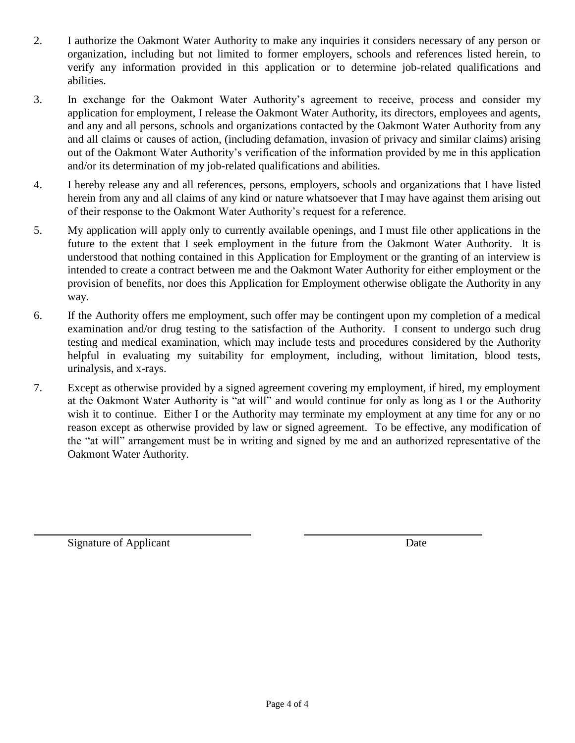2. I authorize the Oakmont Water Authority to make any inquiries it considers necessary of any person or organization, including but not limited to former employers, schools and references listed herein, to verify any information provided in this application or to determine job-related qualifications and abilities.

3. In exchange for the Oakmont Water Authority's agreement to receive, process and consider my application for employment, I release the Oakmont Water Authority, its directors, employees and agents, and any and all persons, schools and organizations contacted by the Oakmont Water Authority from any and all claims or causes of action, (including defamation, invasion of privacy and similar claims) arising out of the Oakmont Water Authority's verification of the information provided by me in this application and/or its determination of my job-related qualifications and abilities.

4. I hereby release any and all references, persons, employers, schools and organizations that I have listed herein from any and all claims of any kind or nature whatsoever that I may have against them arising out of their response to the Oakmont Water Authority's request for a reference.

5. My application will apply only to currently available openings, and I must file other applications in the future to the extent that I seek employment in the future from the Oakmont Water Authority. It is understood that nothing contained in this Application for Employment or the granting of an interview is intended to create a contract between me and the Oakmont Water Authority for either employment or the provision of benefits, nor does this Application for Employment otherwise obligate the Authority in any way.

6. If the Authority offers me employment, such offer may be contingent upon my completion of a medical examination and/or drug testing to the satisfaction of the Authority. I consent to undergo such drug testing and medical examination, which may include tests and procedures considered by the Authority helpful in evaluating my suitability for employment, including, without limitation, blood tests, urinalysis, and x-rays.

7. Except as otherwise provided by a signed agreement covering my employment, if hired, my employment at the Oakmont Water Authority is "at will" and would continue for only as long as I or the Authority wish it to continue. Either I or the Authority may terminate my employment at any time for any or no reason except as otherwise provided by law or signed agreement. To be effective, any modification of the "at will" arrangement must be in writing and signed by me and an authorized representative of the Oakmont Water Authority.

\_\_\_\_\_\_\_\_\_\_\_\_\_\_\_\_\_\_\_\_\_\_\_\_\_\_\_\_\_\_\_\_\_\_\_\_ \_\_\_\_\_\_\_\_\_\_\_\_\_\_\_\_\_\_\_\_\_\_\_\_\_\_\_\_\_\_\_\_

Signature of Applicant Date